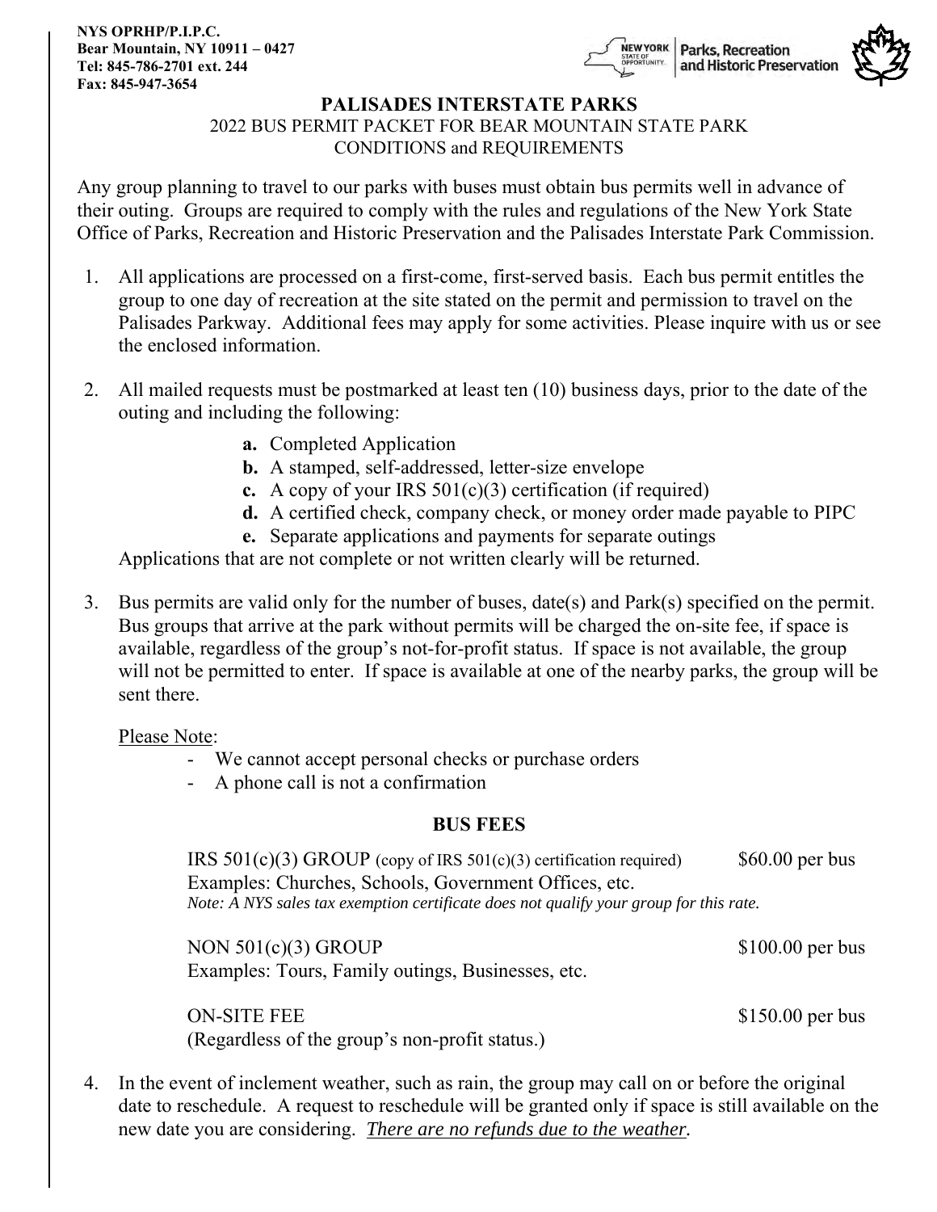**NYS OPRHP/P.I.P.C.**
**Bear Mountain, NY 10911 – 0427**
**Tel: 845-786-2701 ext. 244**
**Fax: 845-947-3654**

NEW YORK STATE OF OPPORTUNITY | Parks, Recreation and Historic Preservation

# PALISADES INTERSTATE PARKS

2022 BUS PERMIT PACKET FOR BEAR MOUNTAIN STATE PARK
CONDITIONS and REQUIREMENTS

Any group planning to travel to our parks with buses must obtain bus permits well in advance of their outing. Groups are required to comply with the rules and regulations of the New York State Office of Parks, Recreation and Historic Preservation and the Palisades Interstate Park Commission.

1. All applications are processed on a first-come, first-served basis. Each bus permit entitles the group to one day of recreation at the site stated on the permit and permission to travel on the Palisades Parkway. Additional fees may apply for some activities. Please inquire with us or see the enclosed information.

2. All mailed requests must be postmarked at least ten (10) business days, prior to the date of the outing and including the following:
   - **a.** Completed Application
   - **b.** A stamped, self-addressed, letter-size envelope
   - **c.** A copy of your IRS 501(c)(3) certification (if required)
   - **d.** A certified check, company check, or money order made payable to PIPC
   - **e.** Separate applications and payments for separate outings

   Applications that are not complete or not written clearly will be returned.

3. Bus permits are valid only for the number of buses, date(s) and Park(s) specified on the permit. Bus groups that arrive at the park without permits will be charged the on-site fee, if space is available, regardless of the group's not-for-profit status. If space is not available, the group will not be permitted to enter. If space is available at one of the nearby parks, the group will be sent there.

   Please Note:
   - We cannot accept personal checks or purchase orders
   - A phone call is not a confirmation

## BUS FEES

IRS 501(c)(3) GROUP (copy of IRS 501(c)(3) certification required) — $60.00 per bus
Examples: Churches, Schools, Government Offices, etc.
*Note: A NYS sales tax exemption certificate does not qualify your group for this rate.*

NON 501(c)(3) GROUP — $100.00 per bus
Examples: Tours, Family outings, Businesses, etc.

ON-SITE FEE — $150.00 per bus
(Regardless of the group's non-profit status.)

4. In the event of inclement weather, such as rain, the group may call on or before the original date to reschedule. A request to reschedule will be granted only if space is still available on the new date you are considering. ***There are no refunds due to the weather.***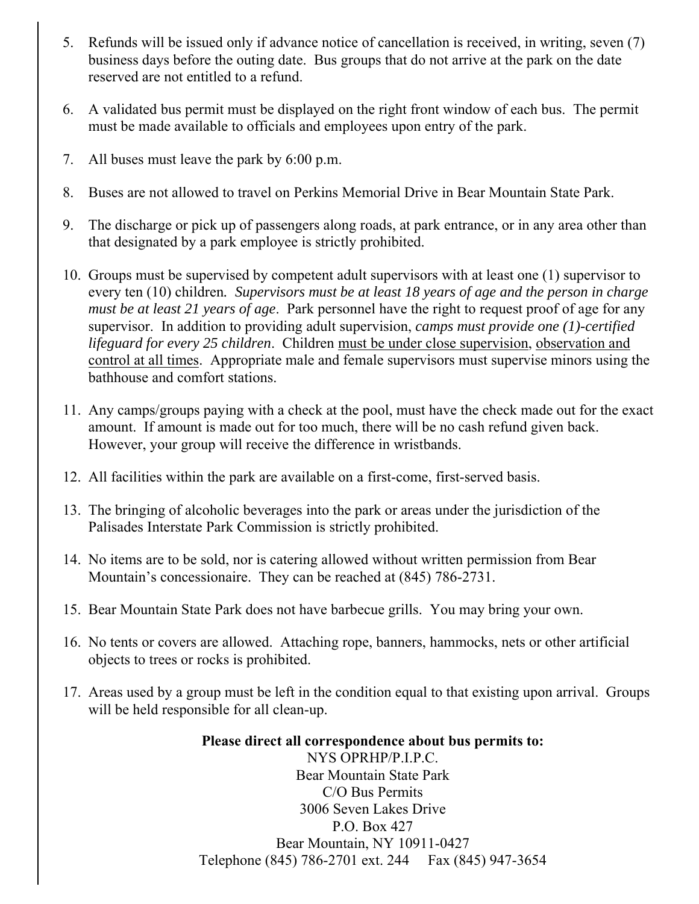5. Refunds will be issued only if advance notice of cancellation is received, in writing, seven (7) business days before the outing date. Bus groups that do not arrive at the park on the date reserved are not entitled to a refund.

6. A validated bus permit must be displayed on the right front window of each bus. The permit must be made available to officials and employees upon entry of the park.

7. All buses must leave the park by 6:00 p.m.

8. Buses are not allowed to travel on Perkins Memorial Drive in Bear Mountain State Park.

9. The discharge or pick up of passengers along roads, at park entrance, or in any area other than that designated by a park employee is strictly prohibited.

10. Groups must be supervised by competent adult supervisors with at least one (1) supervisor to every ten (10) children. *Supervisors must be at least 18 years of age and the person in charge must be at least 21 years of age*. Park personnel have the right to request proof of age for any supervisor. In addition to providing adult supervision, *camps must provide one (1)-certified lifeguard for every 25 children*. Children <u>must be under close supervision,</u> <u>observation and control at all times</u>. Appropriate male and female supervisors must supervise minors using the bathhouse and comfort stations.

11. Any camps/groups paying with a check at the pool, must have the check made out for the exact amount. If amount is made out for too much, there will be no cash refund given back. However, your group will receive the difference in wristbands.

12. All facilities within the park are available on a first-come, first-served basis.

13. The bringing of alcoholic beverages into the park or areas under the jurisdiction of the Palisades Interstate Park Commission is strictly prohibited.

14. No items are to be sold, nor is catering allowed without written permission from Bear Mountain's concessionaire. They can be reached at (845) 786-2731.

15. Bear Mountain State Park does not have barbecue grills. You may bring your own.

16. No tents or covers are allowed. Attaching rope, banners, hammocks, nets or other artificial objects to trees or rocks is prohibited.

17. Areas used by a group must be left in the condition equal to that existing upon arrival. Groups will be held responsible for all clean-up.

**Please direct all correspondence about bus permits to:**

NYS OPRHP/P.I.P.C.
Bear Mountain State Park
C/O Bus Permits
3006 Seven Lakes Drive
P.O. Box 427
Bear Mountain, NY 10911-0427
Telephone (845) 786-2701 ext. 244 Fax (845) 947-3654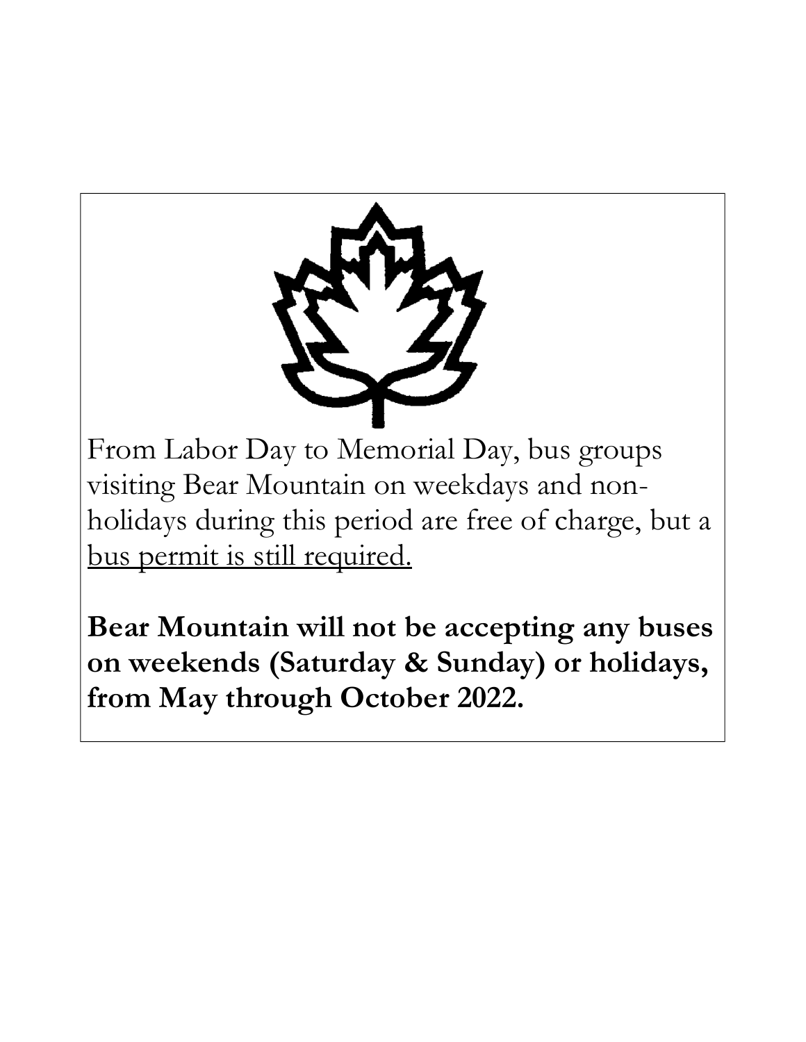From Labor Day to Memorial Day, bus groups visiting Bear Mountain on weekdays and non-holidays during this period are free of charge, but a <u>bus permit is still required.</u>

**Bear Mountain will not be accepting any buses on weekends (Saturday & Sunday) or holidays, from May through October 2022.**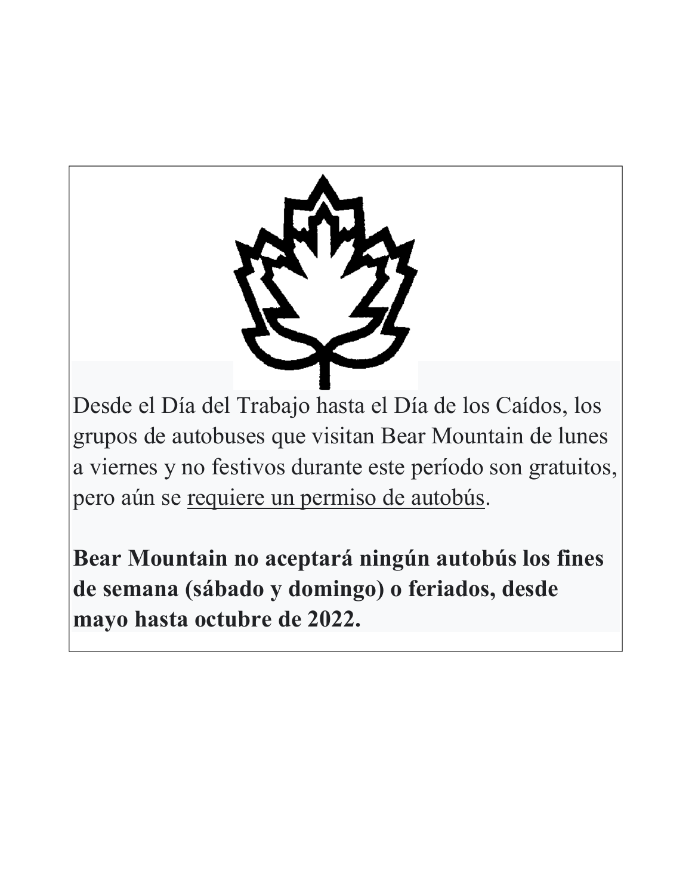Desde el Día del Trabajo hasta el Día de los Caídos, los grupos de autobuses que visitan Bear Mountain de lunes a viernes y no festivos durante este período son gratuitos, pero aún se requiere un permiso de autobús.

**Bear Mountain no aceptará ningún autobús los fines de semana (sábado y domingo) o feriados, desde mayo hasta octubre de 2022.**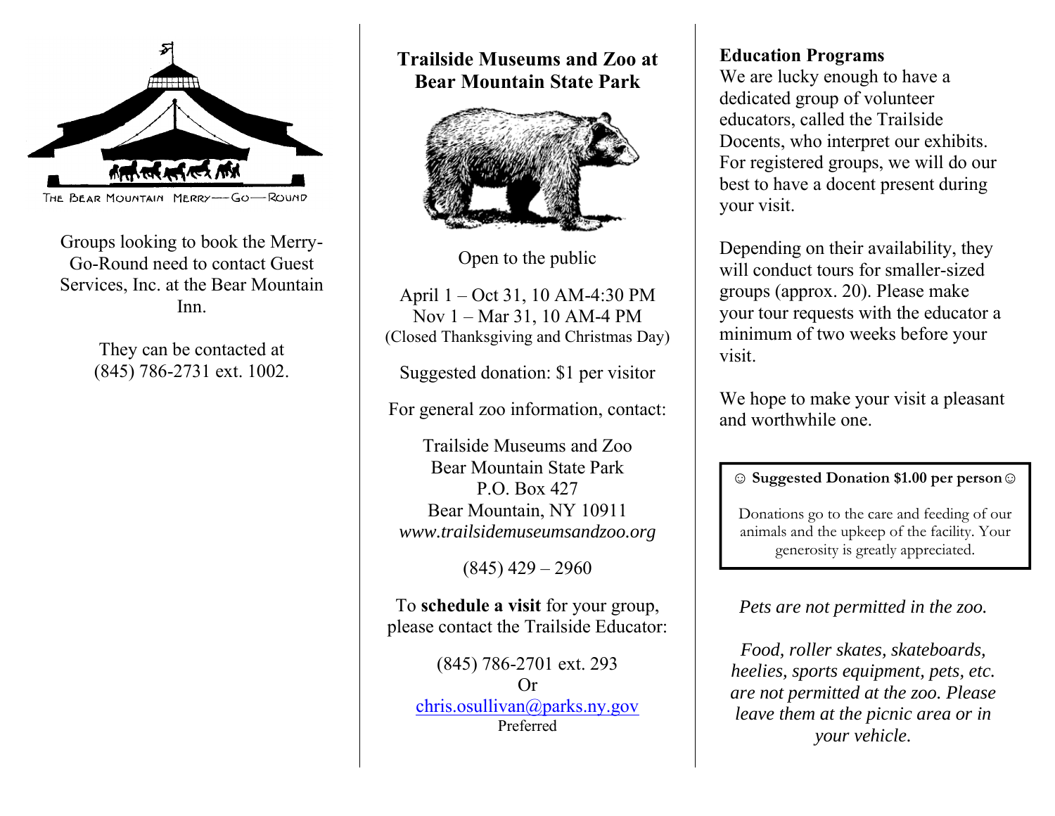THE BEAR MOUNTAIN MERRY—GO—ROUND

Groups looking to book the Merry-Go-Round need to contact Guest Services, Inc. at the Bear Mountain Inn.

They can be contacted at (845) 786-2731 ext. 1002.

## Trailside Museums and Zoo at Bear Mountain State Park

Open to the public

April 1 – Oct 31, 10 AM-4:30 PM
Nov 1 – Mar 31, 10 AM-4 PM
(Closed Thanksgiving and Christmas Day)

Suggested donation: $1 per visitor

For general zoo information, contact:

Trailside Museums and Zoo
Bear Mountain State Park
P.O. Box 427
Bear Mountain, NY 10911
*www.trailsidemuseumsandzoo.org*

(845) 429 – 2960

To **schedule a visit** for your group, please contact the Trailside Educator:

(845) 786-2701 ext. 293
Or
chris.osullivan@parks.ny.gov
Preferred

**Education Programs**

We are lucky enough to have a dedicated group of volunteer educators, called the Trailside Docents, who interpret our exhibits. For registered groups, we will do our best to have a docent present during your visit.

Depending on their availability, they will conduct tours for smaller-sized groups (approx. 20). Please make your tour requests with the educator a minimum of two weeks before your visit.

We hope to make your visit a pleasant and worthwhile one.

☺ **Suggested Donation $1.00 per person** ☺

Donations go to the care and feeding of our animals and the upkeep of the facility. Your generosity is greatly appreciated.

*Pets are not permitted in the zoo.*

*Food, roller skates, skateboards, heelies, sports equipment, pets, etc. are not permitted at the zoo. Please leave them at the picnic area or in your vehicle.*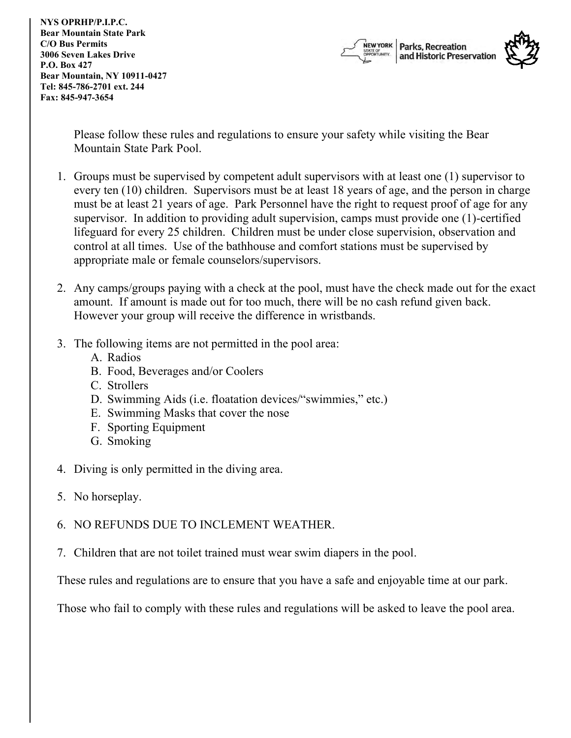**NYS OPRHP/P.I.P.C.**
**Bear Mountain State Park**
**C/O Bus Permits**
**3006 Seven Lakes Drive**
**P.O. Box 427**
**Bear Mountain, NY 10911-0427**
**Tel: 845-786-2701 ext. 244**
**Fax: 845-947-3654**

NEW YORK STATE OF OPPORTUNITY | Parks, Recreation and Historic Preservation

Please follow these rules and regulations to ensure your safety while visiting the Bear Mountain State Park Pool.

1. Groups must be supervised by competent adult supervisors with at least one (1) supervisor to every ten (10) children. Supervisors must be at least 18 years of age, and the person in charge must be at least 21 years of age. Park Personnel have the right to request proof of age for any supervisor. In addition to providing adult supervision, camps must provide one (1)-certified lifeguard for every 25 children. Children must be under close supervision, observation and control at all times. Use of the bathhouse and comfort stations must be supervised by appropriate male or female counselors/supervisors.

2. Any camps/groups paying with a check at the pool, must have the check made out for the exact amount. If amount is made out for too much, there will be no cash refund given back. However your group will receive the difference in wristbands.

3. The following items are not permitted in the pool area:
   A. Radios
   B. Food, Beverages and/or Coolers
   C. Strollers
   D. Swimming Aids (i.e. floatation devices/"swimmies," etc.)
   E. Swimming Masks that cover the nose
   F. Sporting Equipment
   G. Smoking

4. Diving is only permitted in the diving area.

5. No horseplay.

6. NO REFUNDS DUE TO INCLEMENT WEATHER.

7. Children that are not toilet trained must wear swim diapers in the pool.

These rules and regulations are to ensure that you have a safe and enjoyable time at our park.

Those who fail to comply with these rules and regulations will be asked to leave the pool area.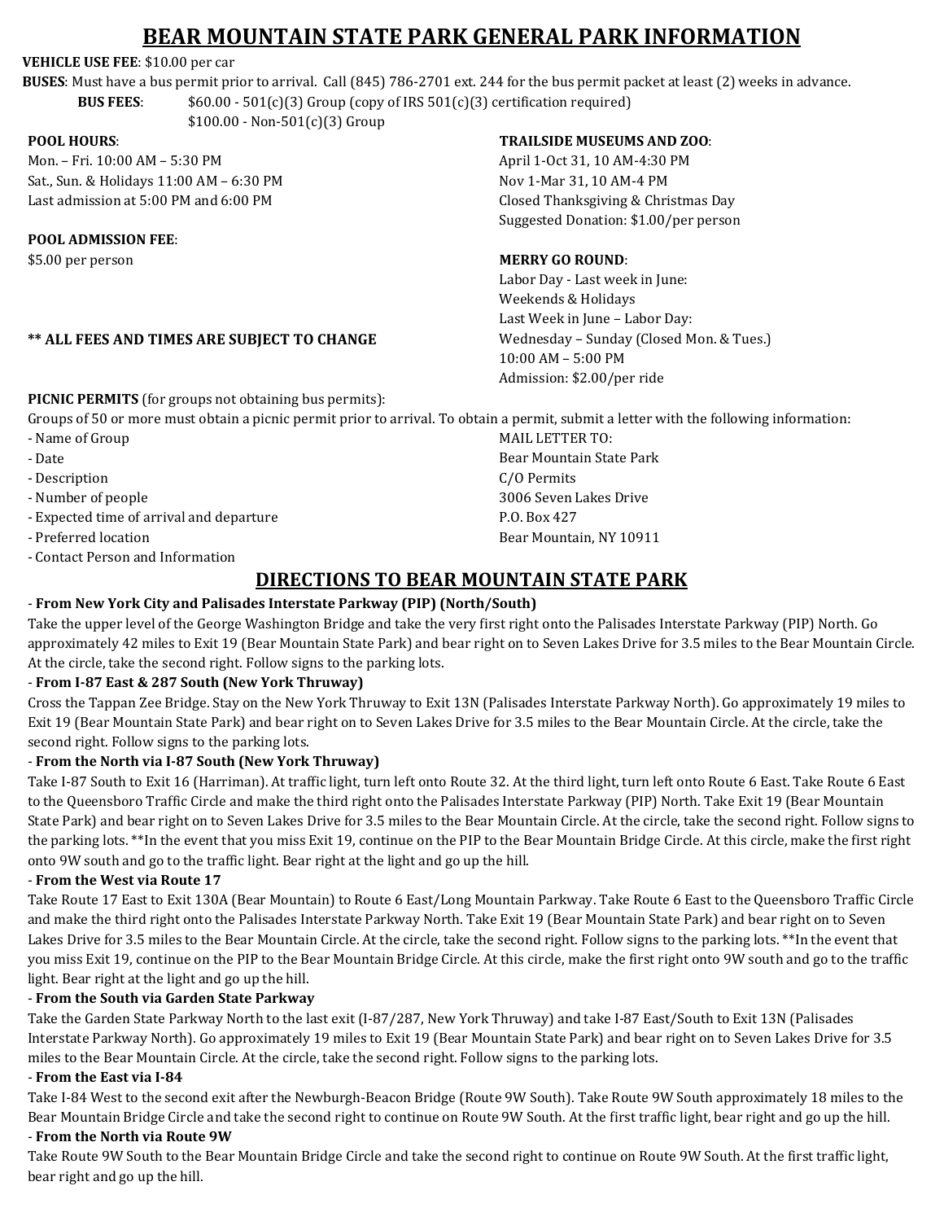# BEAR MOUNTAIN STATE PARK GENERAL PARK INFORMATION

**VEHICLE USE FEE**: $10.00 per car

**BUSES**: Must have a bus permit prior to arrival. Call (845) 786-2701 ext. 244 for the bus permit packet at least (2) weeks in advance.

**BUS FEES**: $60.00 - 501(c)(3) Group (copy of IRS 501(c)(3) certification required)
$100.00 - Non-501(c)(3) Group

**POOL HOURS**:
Mon. – Fri. 10:00 AM – 5:30 PM
Sat., Sun. & Holidays 11:00 AM – 6:30 PM
Last admission at 5:00 PM and 6:00 PM

**POOL ADMISSION FEE**:
$5.00 per person

**\*\* ALL FEES AND TIMES ARE SUBJECT TO CHANGE**

**TRAILSIDE MUSEUMS AND ZOO**:
April 1-Oct 31, 10 AM-4:30 PM
Nov 1-Mar 31, 10 AM-4 PM
Closed Thanksgiving & Christmas Day
Suggested Donation: $1.00/per person

**MERRY GO ROUND**:
Labor Day - Last week in June:
Weekends & Holidays
Last Week in June – Labor Day:
Wednesday – Sunday (Closed Mon. & Tues.)
10:00 AM – 5:00 PM
Admission: $2.00/per ride

**PICNIC PERMITS** (for groups not obtaining bus permits):
Groups of 50 or more must obtain a picnic permit prior to arrival. To obtain a permit, submit a letter with the following information:

- Name of Group
- Date
- Description
- Number of people
- Expected time of arrival and departure
- Preferred location
- Contact Person and Information

MAIL LETTER TO:
Bear Mountain State Park
C/O Permits
3006 Seven Lakes Drive
P.O. Box 427
Bear Mountain, NY 10911

## DIRECTIONS TO BEAR MOUNTAIN STATE PARK

- **From New York City and Palisades Interstate Parkway (PIP) (North/South)**

Take the upper level of the George Washington Bridge and take the very first right onto the Palisades Interstate Parkway (PIP) North. Go approximately 42 miles to Exit 19 (Bear Mountain State Park) and bear right on to Seven Lakes Drive for 3.5 miles to the Bear Mountain Circle. At the circle, take the second right. Follow signs to the parking lots.

- **From I-87 East & 287 South (New York Thruway)**

Cross the Tappan Zee Bridge. Stay on the New York Thruway to Exit 13N (Palisades Interstate Parkway North). Go approximately 19 miles to Exit 19 (Bear Mountain State Park) and bear right on to Seven Lakes Drive for 3.5 miles to the Bear Mountain Circle. At the circle, take the second right. Follow signs to the parking lots.

- **From the North via I-87 South (New York Thruway)**

Take I-87 South to Exit 16 (Harriman). At traffic light, turn left onto Route 32. At the third light, turn left onto Route 6 East. Take Route 6 East to the Queensboro Traffic Circle and make the third right onto the Palisades Interstate Parkway (PIP) North. Take Exit 19 (Bear Mountain State Park) and bear right on to Seven Lakes Drive for 3.5 miles to the Bear Mountain Circle. At the circle, take the second right. Follow signs to the parking lots. \*\*In the event that you miss Exit 19, continue on the PIP to the Bear Mountain Bridge Circle. At this circle, make the first right onto 9W south and go to the traffic light. Bear right at the light and go up the hill.

- **From the West via Route 17**

Take Route 17 East to Exit 130A (Bear Mountain) to Route 6 East/Long Mountain Parkway. Take Route 6 East to the Queensboro Traffic Circle and make the third right onto the Palisades Interstate Parkway North. Take Exit 19 (Bear Mountain State Park) and bear right on to Seven Lakes Drive for 3.5 miles to the Bear Mountain Circle. At the circle, take the second right. Follow signs to the parking lots. \*\*In the event that you miss Exit 19, continue on the PIP to the Bear Mountain Bridge Circle. At this circle, make the first right onto 9W south and go to the traffic light. Bear right at the light and go up the hill.

- **From the South via Garden State Parkway**

Take the Garden State Parkway North to the last exit (I-87/287, New York Thruway) and take I-87 East/South to Exit 13N (Palisades Interstate Parkway North). Go approximately 19 miles to Exit 19 (Bear Mountain State Park) and bear right on to Seven Lakes Drive for 3.5 miles to the Bear Mountain Circle. At the circle, take the second right. Follow signs to the parking lots.

- **From the East via I-84**

Take I-84 West to the second exit after the Newburgh-Beacon Bridge (Route 9W South). Take Route 9W South approximately 18 miles to the Bear Mountain Bridge Circle and take the second right to continue on Route 9W South. At the first traffic light, bear right and go up the hill.

- **From the North via Route 9W**

Take Route 9W South to the Bear Mountain Bridge Circle and take the second right to continue on Route 9W South. At the first traffic light, bear right and go up the hill.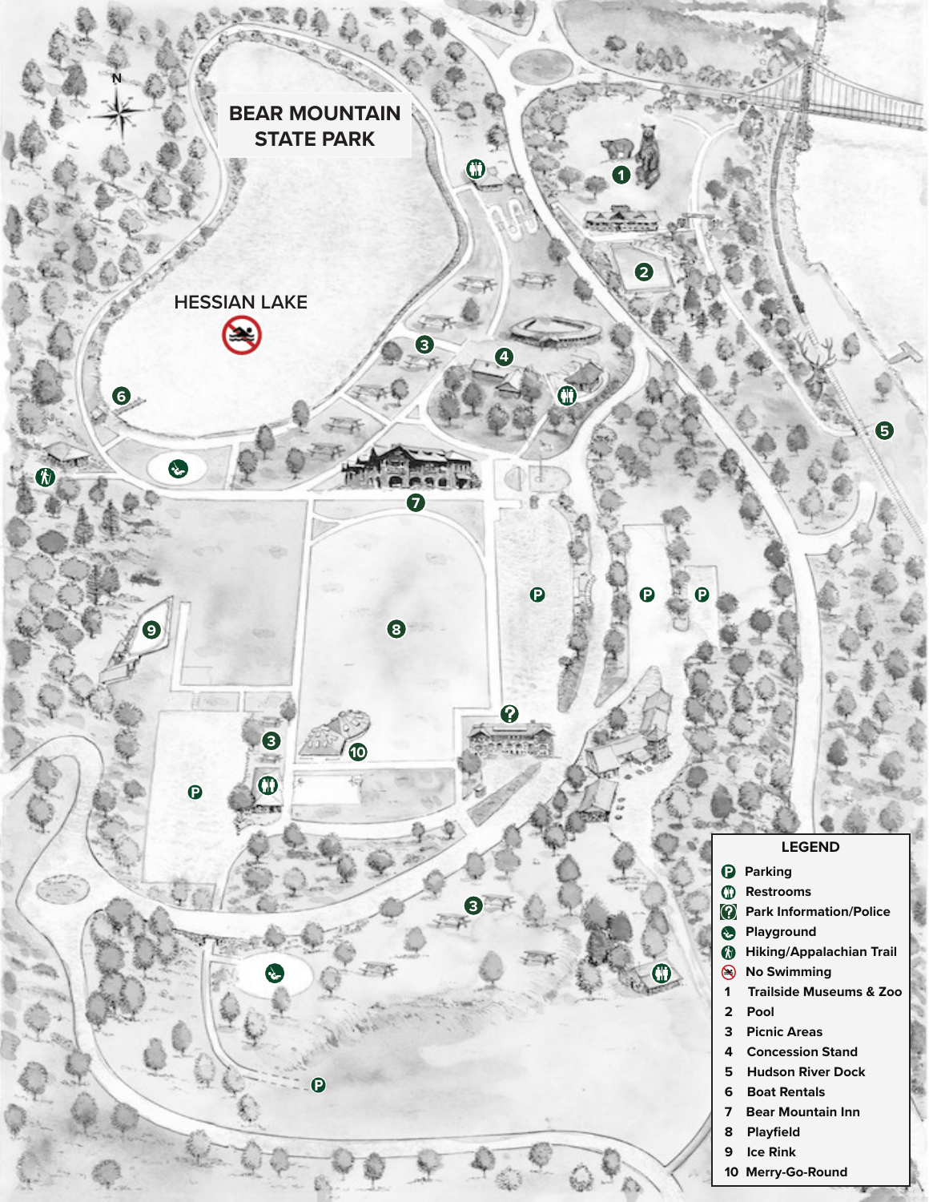# BEAR MOUNTAIN STATE PARK

HESSIAN LAKE

## LEGEND

- Parking
- Restrooms
- Park Information/Police
- Playground
- Hiking/Appalachian Trail
- No Swimming

1. Trailside Museums & Zoo
2. Pool
3. Picnic Areas
4. Concession Stand
5. Hudson River Dock
6. Boat Rentals
7. Bear Mountain Inn
8. Playfield
9. Ice Rink
10. Merry-Go-Round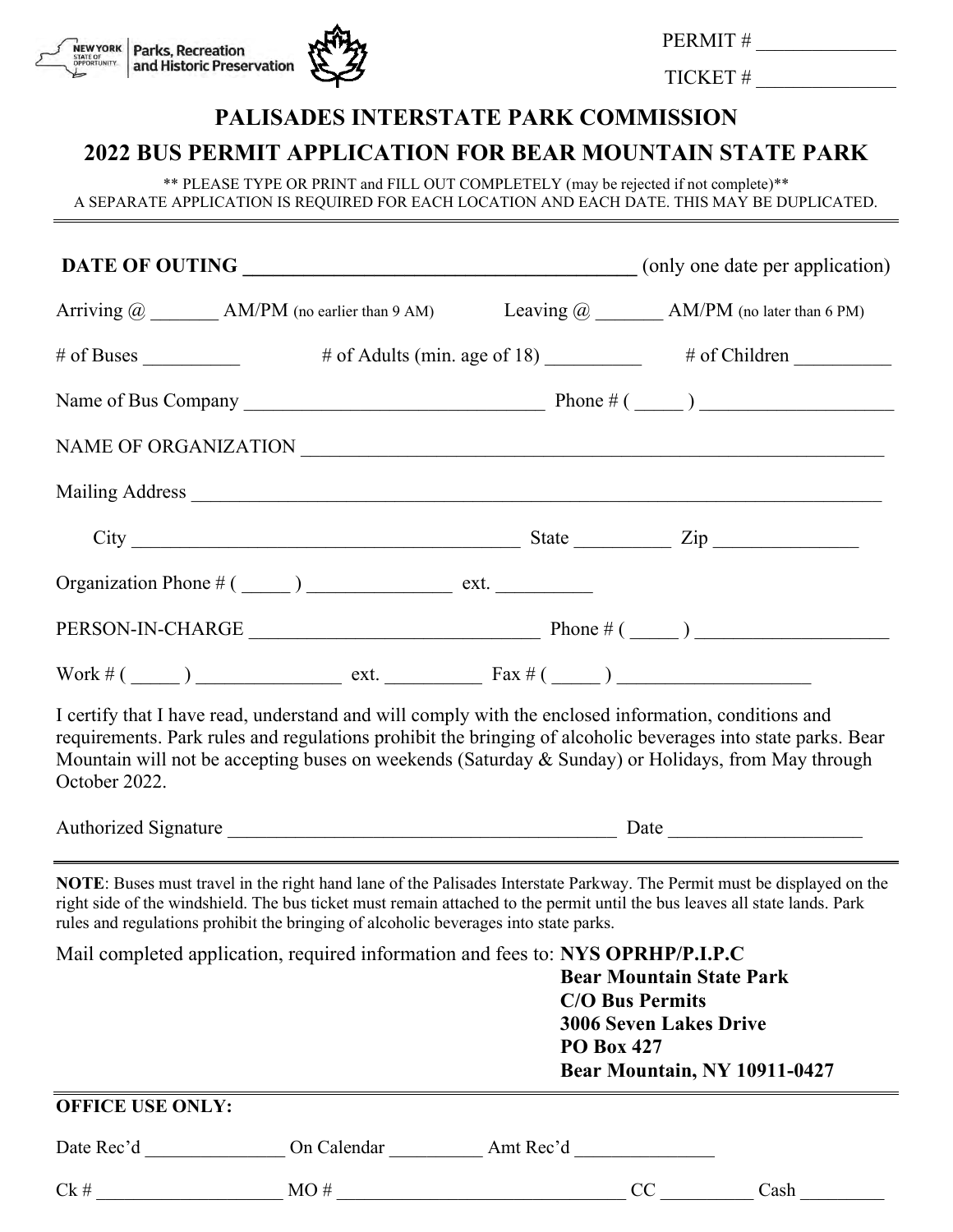PERMIT # ______________

TICKET # ______________

# PALISADES INTERSTATE PARK COMMISSION

## 2022 BUS PERMIT APPLICATION FOR BEAR MOUNTAIN STATE PARK

** PLEASE TYPE OR PRINT and FILL OUT COMPLETELY (may be rejected if not complete)**
A SEPARATE APPLICATION IS REQUIRED FOR EACH LOCATION AND EACH DATE. THIS MAY BE DUPLICATED.

---

**DATE OF OUTING** ________________________________________ (only one date per application)

Arriving @ _______ AM/PM (no earlier than 9 AM)    Leaving @ _______ AM/PM (no later than 6 PM)

# of Buses __________    # of Adults (min. age of 18) __________    # of Children __________

Name of Bus Company ________________________________ Phone # ( _____ ) ____________________

NAME OF ORGANIZATION ______________________________________________________________

Mailing Address ____________________________________________________________________

City __________________________________________ State __________ Zip _______________

Organization Phone # ( _____ ) _______________ ext. __________

PERSON-IN-CHARGE _______________________________ Phone # ( _____ ) ____________________

Work # ( _____ ) _______________ ext. __________ Fax # ( _____ ) ____________________

I certify that I have read, understand and will comply with the enclosed information, conditions and requirements. Park rules and regulations prohibit the bringing of alcoholic beverages into state parks. Bear Mountain will not be accepting buses on weekends (Saturday & Sunday) or Holidays, from May through October 2022.

Authorized Signature ___________________________________________ Date ____________________

---

**NOTE**: Buses must travel in the right hand lane of the Palisades Interstate Parkway. The Permit must be displayed on the right side of the windshield. The bus ticket must remain attached to the permit until the bus leaves all state lands. Park rules and regulations prohibit the bringing of alcoholic beverages into state parks.

Mail completed application, required information and fees to:

**NYS OPRHP/P.I.P.C**
**Bear Mountain State Park**
**C/O Bus Permits**
**3006 Seven Lakes Drive**
**PO Box 427**
**Bear Mountain, NY 10911-0427**

---

**OFFICE USE ONLY:**

Date Rec'd _______________ On Calendar __________ Amt Rec'd _______________

Ck # ____________________ MO # ________________________________ CC __________ Cash _________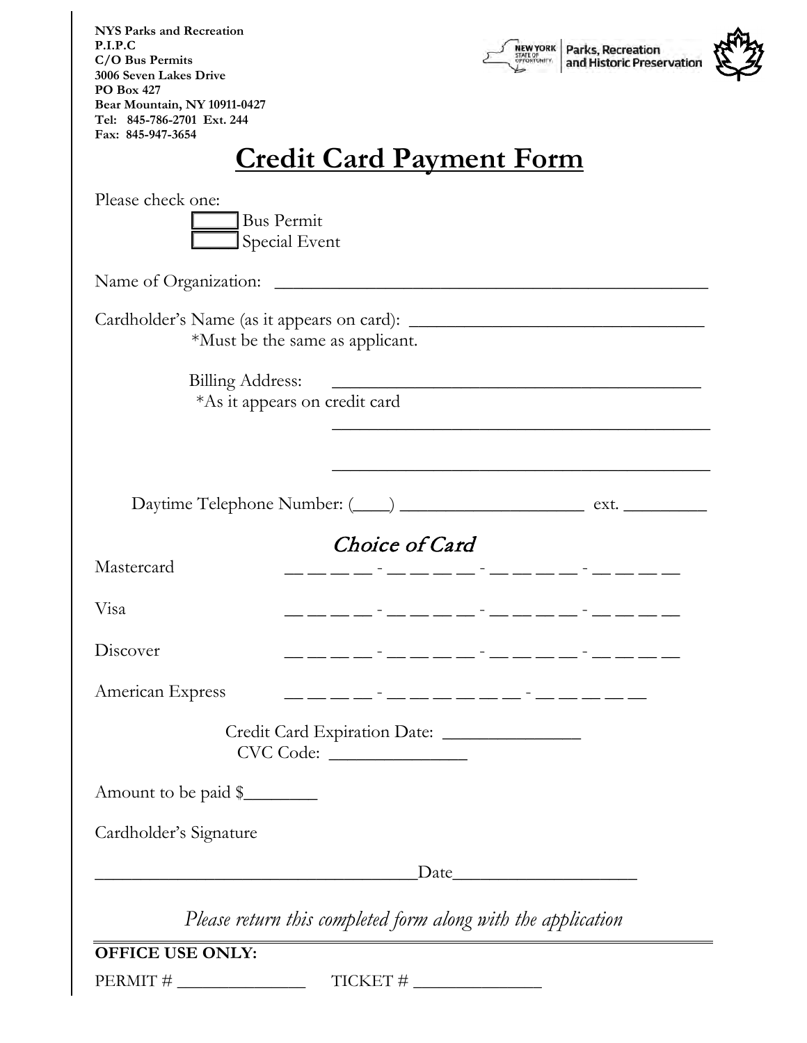**NYS Parks and Recreation**
**P.I.P.C**
**C/O Bus Permits**
**3006 Seven Lakes Drive**
**PO Box 427**
**Bear Mountain, NY 10911-0427**
**Tel: 845-786-2701 Ext. 244**
**Fax: 845-947-3654**

NEW YORK STATE OF OPPORTUNITY. | Parks, Recreation and Historic Preservation

# Credit Card Payment Form

Please check one:

- ☐ Bus Permit
- ☐ Special Event

Name of Organization: ______________________________________________

Cardholder's Name (as it appears on card): ________________________________

*Must be the same as applicant.

Billing Address: ________________________________________

*As it appears on credit card

________________________________________

________________________________________

Daytime Telephone Number: (____) ____________________ ext. _________

## *Choice of Card*

Mastercard __ __ __ __ - __ __ __ __ - __ __ __ __ - __ __ __ __

Visa __ __ __ __ - __ __ __ __ - __ __ __ __ - __ __ __ __

Discover __ __ __ __ - __ __ __ __ - __ __ __ __ - __ __ __ __

American Express __ __ __ __ - __ __ __ __ __ __ - __ __ __ __ __

Credit Card Expiration Date: _______________

CVC Code: _______________

Amount to be paid $________

Cardholder's Signature

____________________________________Date____________________

*Please return this completed form along with the application*

---

**OFFICE USE ONLY:**

PERMIT # ______________ TICKET # ______________